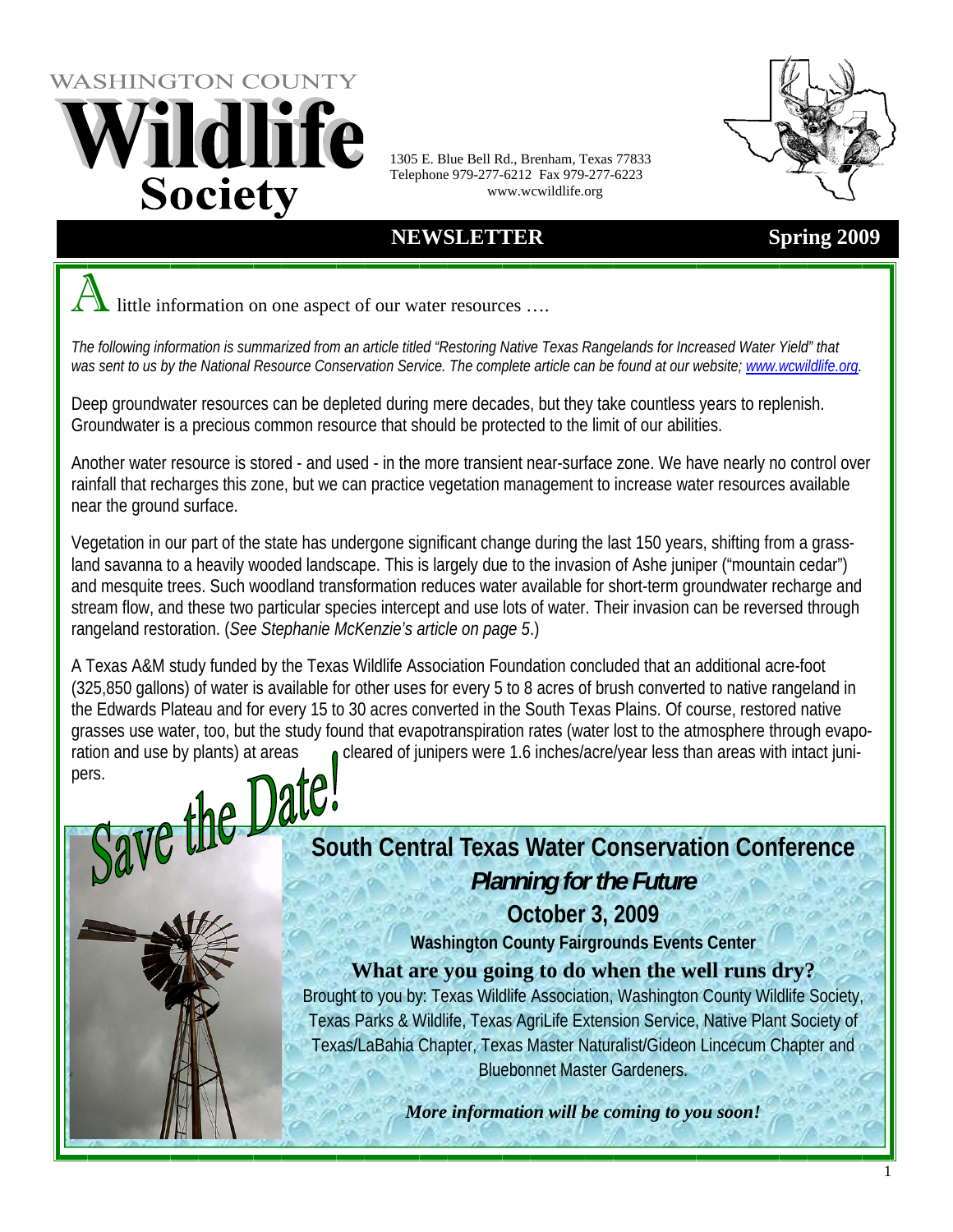# WASHINGTON COUNTY Wildlife Society

1305 E. Blue Bell Rd., Brenham, Texas 77833
Telephone 979-277-6212 Fax 979-277-6223
www.wcwildlife.org

## NEWSLETTER — Spring 2009

A little information on one aspect of our water resources ….

*The following information is summarized from an article titled "Restoring Native Texas Rangelands for Increased Water Yield" that was sent to us by the National Resource Conservation Service. The complete article can be found at our website; www.wcwildlife.org.*

Deep groundwater resources can be depleted during mere decades, but they take countless years to replenish. Groundwater is a precious common resource that should be protected to the limit of our abilities.

Another water resource is stored - and used - in the more transient near-surface zone. We have nearly no control over rainfall that recharges this zone, but we can practice vegetation management to increase water resources available near the ground surface.

Vegetation in our part of the state has undergone significant change during the last 150 years, shifting from a grassland savanna to a heavily wooded landscape. This is largely due to the invasion of Ashe juniper ("mountain cedar") and mesquite trees. Such woodland transformation reduces water available for short-term groundwater recharge and stream flow, and these two particular species intercept and use lots of water. Their invasion can be reversed through rangeland restoration. (*See Stephanie McKenzie's article on page 5*.)

A Texas A&M study funded by the Texas Wildlife Association Foundation concluded that an additional acre-foot (325,850 gallons) of water is available for other uses for every 5 to 8 acres of brush converted to native rangeland in the Edwards Plateau and for every 15 to 30 acres converted in the South Texas Plains. Of course, restored native grasses use water, too, but the study found that evapotranspiration rates (water lost to the atmosphere through evaporation and use by plants) at areas cleared of junipers were 1.6 inches/acre/year less than areas with intact junipers.

## Save the Date!

### South Central Texas Water Conservation Conference

***Planning for the Future***

**October 3, 2009**

**Washington County Fairgrounds Events Center**

**What are you going to do when the well runs dry?**

Brought to you by: Texas Wildlife Association, Washington County Wildlife Society, Texas Parks & Wildlife, Texas AgriLife Extension Service, Native Plant Society of Texas/LaBahia Chapter, Texas Master Naturalist/Gideon Lincecum Chapter and Bluebonnet Master Gardeners.

***More information will be coming to you soon!***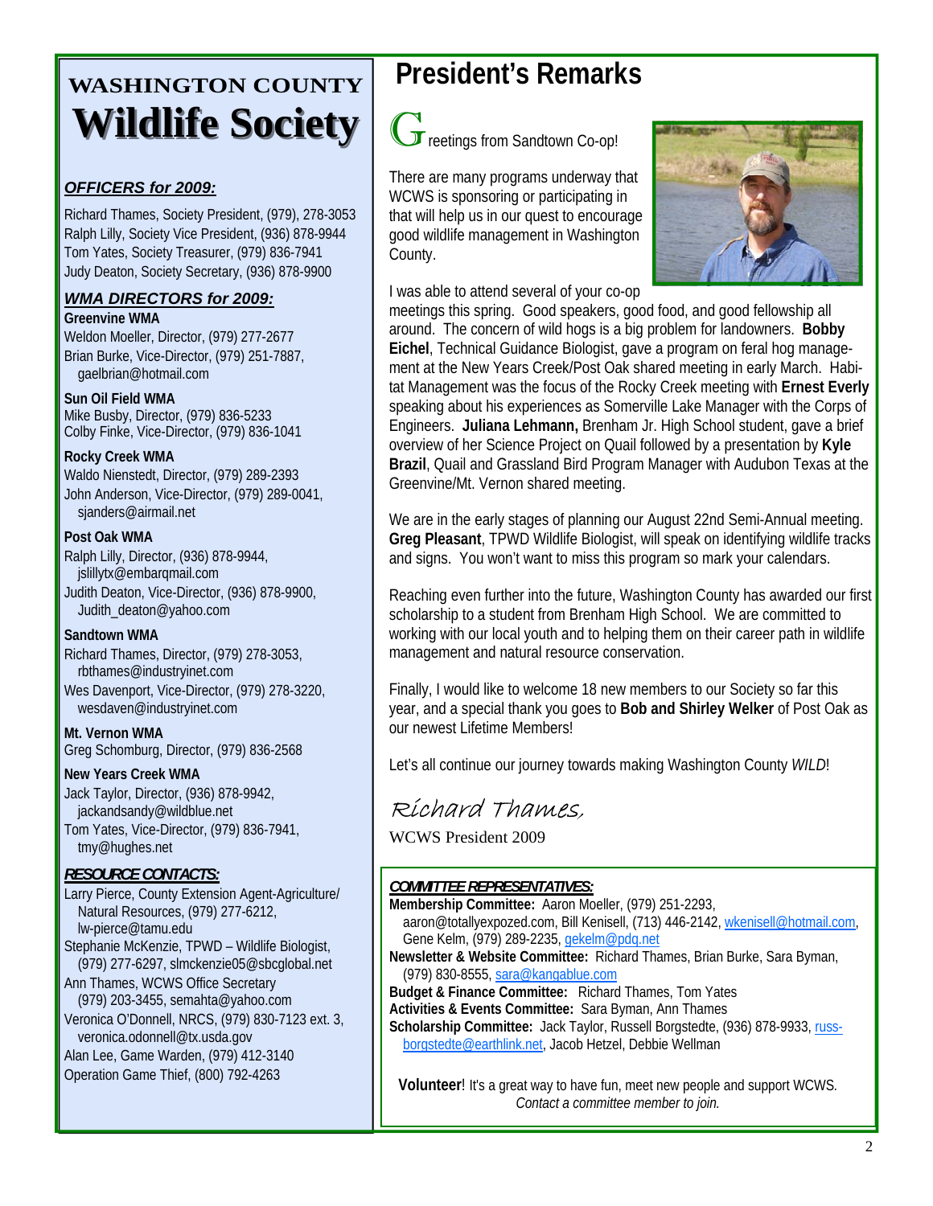# WASHINGTON COUNTY Wildlife Society

### *OFFICERS for 2009:*

Richard Thames, Society President, (979), 278-3053
Ralph Lilly, Society Vice President, (936) 878-9944
Tom Yates, Society Treasurer, (979) 836-7941
Judy Deaton, Society Secretary, (936) 878-9900

### *WMA DIRECTORS for 2009:*

**Greenvine WMA**
Weldon Moeller, Director, (979) 277-2677
Brian Burke, Vice-Director, (979) 251-7887, gaelbrian@hotmail.com

**Sun Oil Field WMA**
Mike Busby, Director, (979) 836-5233
Colby Finke, Vice-Director, (979) 836-1041

**Rocky Creek WMA**
Waldo Nienstedt, Director, (979) 289-2393
John Anderson, Vice-Director, (979) 289-0041, sjanders@airmail.net

**Post Oak WMA**
Ralph Lilly, Director, (936) 878-9944, jslillytx@embarqmail.com
Judith Deaton, Vice-Director, (936) 878-9900, Judith_deaton@yahoo.com

**Sandtown WMA**
Richard Thames, Director, (979) 278-3053, rbthames@industryinet.com
Wes Davenport, Vice-Director, (979) 278-3220, wesdaven@industryinet.com

**Mt. Vernon WMA**
Greg Schomburg, Director, (979) 836-2568

**New Years Creek WMA**
Jack Taylor, Director, (936) 878-9942, jackandsandy@wildblue.net
Tom Yates, Vice-Director, (979) 836-7941, tmy@hughes.net

### *RESOURCE CONTACTS:*

Larry Pierce, County Extension Agent-Agriculture/ Natural Resources, (979) 277-6212, lw-pierce@tamu.edu
Stephanie McKenzie, TPWD – Wildlife Biologist, (979) 277-6297, slmckenzie05@sbcglobal.net
Ann Thames, WCWS Office Secretary (979) 203-3455, semahta@yahoo.com
Veronica O'Donnell, NRCS, (979) 830-7123 ext. 3, veronica.odonnell@tx.usda.gov
Alan Lee, Game Warden, (979) 412-3140
Operation Game Thief, (800) 792-4263

# President's Remarks

Greetings from Sandtown Co-op!

There are many programs underway that WCWS is sponsoring or participating in that will help us in our quest to encourage good wildlife management in Washington County.

I was able to attend several of your co-op meetings this spring. Good speakers, good food, and good fellowship all around. The concern of wild hogs is a big problem for landowners. **Bobby Eichel**, Technical Guidance Biologist, gave a program on feral hog management at the New Years Creek/Post Oak shared meeting in early March. Habitat Management was the focus of the Rocky Creek meeting with **Ernest Everly** speaking about his experiences as Somerville Lake Manager with the Corps of Engineers. **Juliana Lehmann,** Brenham Jr. High School student, gave a brief overview of her Science Project on Quail followed by a presentation by **Kyle Brazil**, Quail and Grassland Bird Program Manager with Audubon Texas at the Greenvine/Mt. Vernon shared meeting.

We are in the early stages of planning our August 22nd Semi-Annual meeting. **Greg Pleasant**, TPWD Wildlife Biologist, will speak on identifying wildlife tracks and signs. You won't want to miss this program so mark your calendars.

Reaching even further into the future, Washington County has awarded our first scholarship to a student from Brenham High School. We are committed to working with our local youth and to helping them on their career path in wildlife management and natural resource conservation.

Finally, I would like to welcome 18 new members to our Society so far this year, and a special thank you goes to **Bob and Shirley Welker** of Post Oak as our newest Lifetime Members!

Let's all continue our journey towards making Washington County *WILD*!

Richard Thames,
WCWS President 2009

### *COMMITTEE REPRESENTATIVES:*

**Membership Committee:** Aaron Moeller, (979) 251-2293, aaron@totallyexpozed.com, Bill Kenisell, (713) 446-2142, wkenisell@hotmail.com, Gene Kelm, (979) 289-2235, gekelm@pdq.net
**Newsletter & Website Committee:** Richard Thames, Brian Burke, Sara Byman, (979) 830-8555, sara@kangablue.com
**Budget & Finance Committee:** Richard Thames, Tom Yates
**Activities & Events Committee:** Sara Byman, Ann Thames
**Scholarship Committee:** Jack Taylor, Russell Borgstedte, (936) 878-9933, russ-borgstedte@earthlink.net, Jacob Hetzel, Debbie Wellman

**Volunteer**! It's a great way to have fun, meet new people and support WCWS. *Contact a committee member to join.*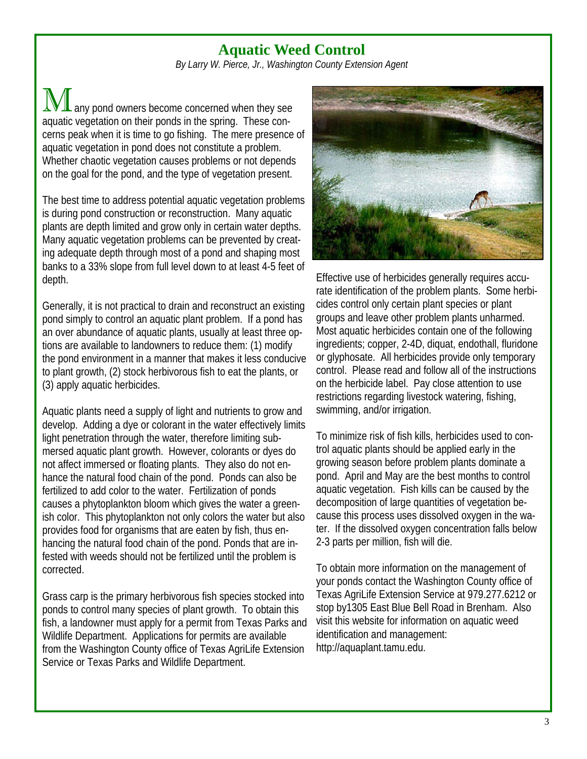# Aquatic Weed Control

*By Larry W. Pierce, Jr., Washington County Extension Agent*

Many pond owners become concerned when they see aquatic vegetation on their ponds in the spring. These concerns peak when it is time to go fishing. The mere presence of aquatic vegetation in pond does not constitute a problem. Whether chaotic vegetation causes problems or not depends on the goal for the pond, and the type of vegetation present.

The best time to address potential aquatic vegetation problems is during pond construction or reconstruction. Many aquatic plants are depth limited and grow only in certain water depths. Many aquatic vegetation problems can be prevented by creating adequate depth through most of a pond and shaping most banks to a 33% slope from full level down to at least 4-5 feet of depth.

Generally, it is not practical to drain and reconstruct an existing pond simply to control an aquatic plant problem. If a pond has an over abundance of aquatic plants, usually at least three options are available to landowners to reduce them: (1) modify the pond environment in a manner that makes it less conducive to plant growth, (2) stock herbivorous fish to eat the plants, or (3) apply aquatic herbicides.

Aquatic plants need a supply of light and nutrients to grow and develop. Adding a dye or colorant in the water effectively limits light penetration through the water, therefore limiting submersed aquatic plant growth. However, colorants or dyes do not affect immersed or floating plants. They also do not enhance the natural food chain of the pond. Ponds can also be fertilized to add color to the water. Fertilization of ponds causes a phytoplankton bloom which gives the water a greenish color. This phytoplankton not only colors the water but also provides food for organisms that are eaten by fish, thus enhancing the natural food chain of the pond. Ponds that are infested with weeds should not be fertilized until the problem is corrected.

Grass carp is the primary herbivorous fish species stocked into ponds to control many species of plant growth. To obtain this fish, a landowner must apply for a permit from Texas Parks and Wildlife Department. Applications for permits are available from the Washington County office of Texas AgriLife Extension Service or Texas Parks and Wildlife Department.

Effective use of herbicides generally requires accurate identification of the problem plants. Some herbicides control only certain plant species or plant groups and leave other problem plants unharmed. Most aquatic herbicides contain one of the following ingredients; copper, 2-4D, diquat, endothall, fluridone or glyphosate. All herbicides provide only temporary control. Please read and follow all of the instructions on the herbicide label. Pay close attention to use restrictions regarding livestock watering, fishing, swimming, and/or irrigation.

To minimize risk of fish kills, herbicides used to control aquatic plants should be applied early in the growing season before problem plants dominate a pond. April and May are the best months to control aquatic vegetation. Fish kills can be caused by the decomposition of large quantities of vegetation because this process uses dissolved oxygen in the water. If the dissolved oxygen concentration falls below 2-3 parts per million, fish will die.

To obtain more information on the management of your ponds contact the Washington County office of Texas AgriLife Extension Service at 979.277.6212 or stop by1305 East Blue Bell Road in Brenham. Also visit this website for information on aquatic weed identification and management: http://aquaplant.tamu.edu.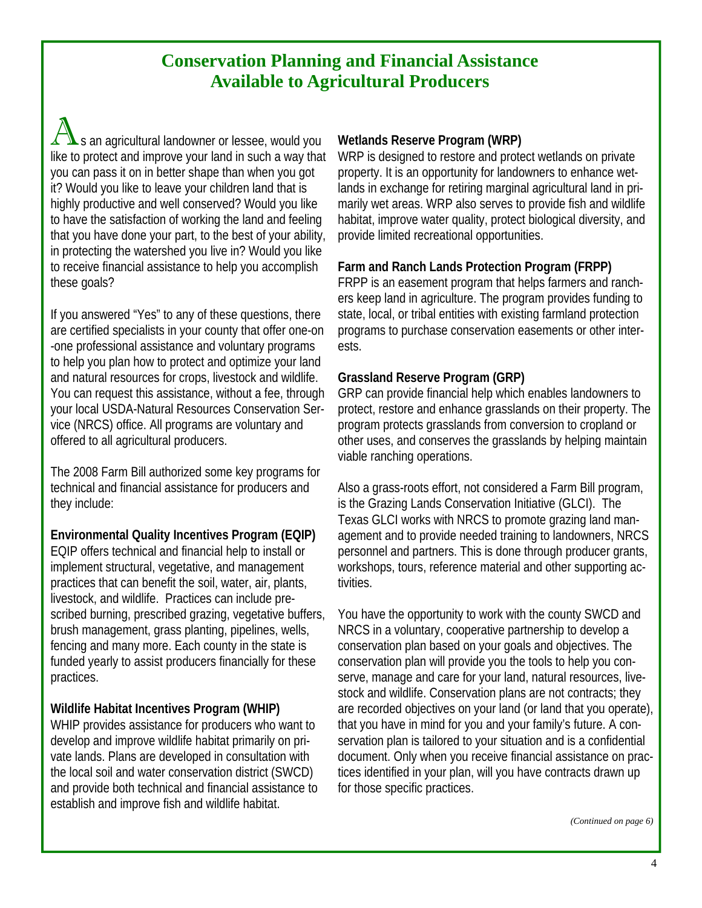# Conservation Planning and Financial Assistance Available to Agricultural Producers

As an agricultural landowner or lessee, would you like to protect and improve your land in such a way that you can pass it on in better shape than when you got it? Would you like to leave your children land that is highly productive and well conserved? Would you like to have the satisfaction of working the land and feeling that you have done your part, to the best of your ability, in protecting the watershed you live in? Would you like to receive financial assistance to help you accomplish these goals?

If you answered "Yes" to any of these questions, there are certified specialists in your county that offer one-on-one professional assistance and voluntary programs to help you plan how to protect and optimize your land and natural resources for crops, livestock and wildlife. You can request this assistance, without a fee, through your local USDA-Natural Resources Conservation Service (NRCS) office. All programs are voluntary and offered to all agricultural producers.

The 2008 Farm Bill authorized some key programs for technical and financial assistance for producers and they include:

**Environmental Quality Incentives Program (EQIP)**
EQIP offers technical and financial help to install or implement structural, vegetative, and management practices that can benefit the soil, water, air, plants, livestock, and wildlife. Practices can include prescribed burning, prescribed grazing, vegetative buffers, brush management, grass planting, pipelines, wells, fencing and many more. Each county in the state is funded yearly to assist producers financially for these practices.

**Wildlife Habitat Incentives Program (WHIP)**
WHIP provides assistance for producers who want to develop and improve wildlife habitat primarily on private lands. Plans are developed in consultation with the local soil and water conservation district (SWCD) and provide both technical and financial assistance to establish and improve fish and wildlife habitat.

**Wetlands Reserve Program (WRP)**
WRP is designed to restore and protect wetlands on private property. It is an opportunity for landowners to enhance wetlands in exchange for retiring marginal agricultural land in primarily wet areas. WRP also serves to provide fish and wildlife habitat, improve water quality, protect biological diversity, and provide limited recreational opportunities.

**Farm and Ranch Lands Protection Program (FRPP)**
FRPP is an easement program that helps farmers and ranchers keep land in agriculture. The program provides funding to state, local, or tribal entities with existing farmland protection programs to purchase conservation easements or other interests.

**Grassland Reserve Program (GRP)**
GRP can provide financial help which enables landowners to protect, restore and enhance grasslands on their property. The program protects grasslands from conversion to cropland or other uses, and conserves the grasslands by helping maintain viable ranching operations.

Also a grass-roots effort, not considered a Farm Bill program, is the Grazing Lands Conservation Initiative (GLCI). The Texas GLCI works with NRCS to promote grazing land management and to provide needed training to landowners, NRCS personnel and partners. This is done through producer grants, workshops, tours, reference material and other supporting activities.

You have the opportunity to work with the county SWCD and NRCS in a voluntary, cooperative partnership to develop a conservation plan based on your goals and objectives. The conservation plan will provide you the tools to help you conserve, manage and care for your land, natural resources, livestock and wildlife. Conservation plans are not contracts; they are recorded objectives on your land (or land that you operate), that you have in mind for you and your family's future. A conservation plan is tailored to your situation and is a confidential document. Only when you receive financial assistance on practices identified in your plan, will you have contracts drawn up for those specific practices.

*(Continued on page 6)*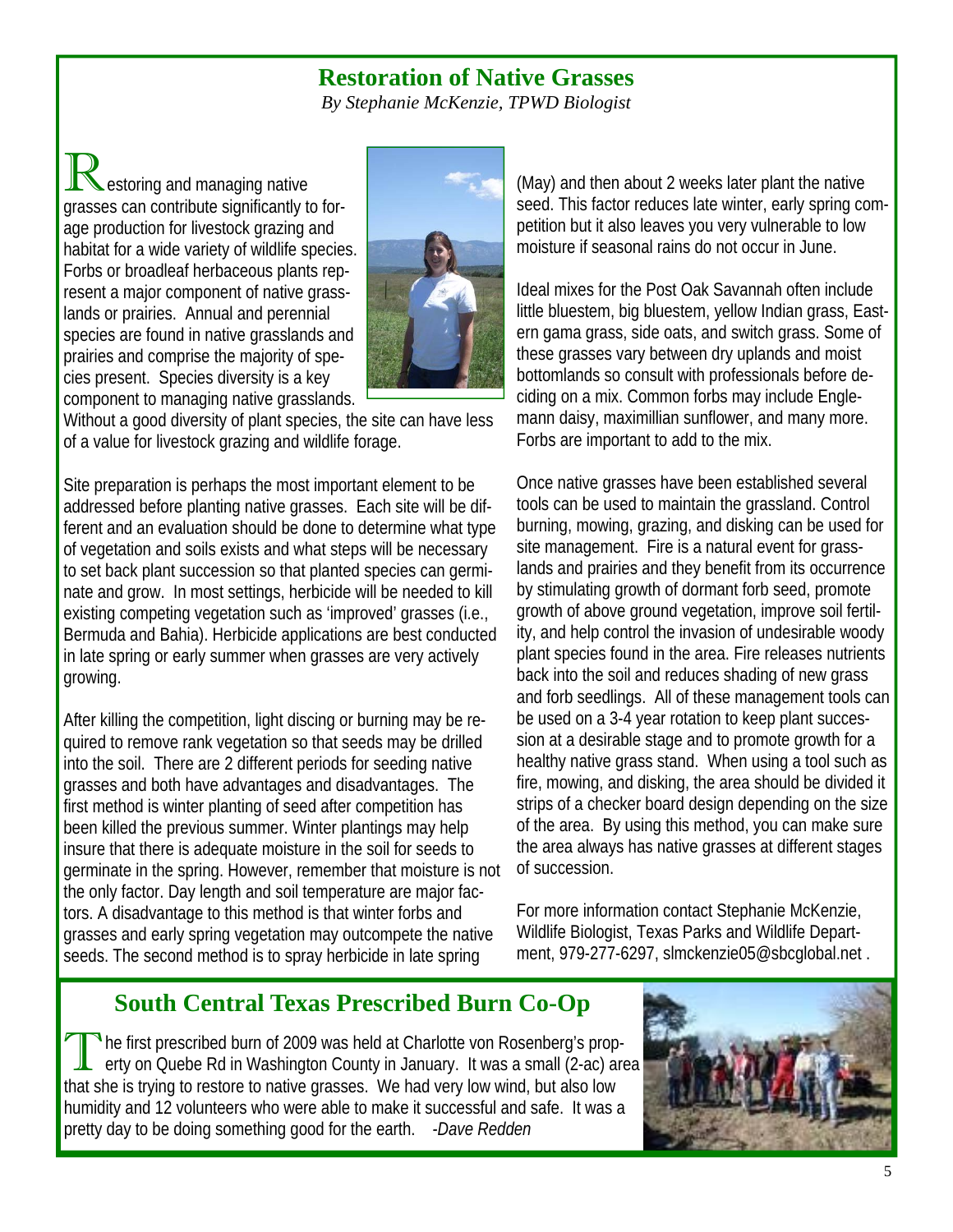## Restoration of Native Grasses

*By Stephanie McKenzie, TPWD Biologist*

Restoring and managing native grasses can contribute significantly to forage production for livestock grazing and habitat for a wide variety of wildlife species. Forbs or broadleaf herbaceous plants represent a major component of native grasslands or prairies. Annual and perennial species are found in native grasslands and prairies and comprise the majority of species present. Species diversity is a key component to managing native grasslands. Without a good diversity of plant species, the site can have less of a value for livestock grazing and wildlife forage.

Site preparation is perhaps the most important element to be addressed before planting native grasses. Each site will be different and an evaluation should be done to determine what type of vegetation and soils exists and what steps will be necessary to set back plant succession so that planted species can germinate and grow. In most settings, herbicide will be needed to kill existing competing vegetation such as 'improved' grasses (i.e., Bermuda and Bahia). Herbicide applications are best conducted in late spring or early summer when grasses are very actively growing.

After killing the competition, light discing or burning may be required to remove rank vegetation so that seeds may be drilled into the soil. There are 2 different periods for seeding native grasses and both have advantages and disadvantages. The first method is winter planting of seed after competition has been killed the previous summer. Winter plantings may help insure that there is adequate moisture in the soil for seeds to germinate in the spring. However, remember that moisture is not the only factor. Day length and soil temperature are major factors. A disadvantage to this method is that winter forbs and grasses and early spring vegetation may outcompete the native seeds. The second method is to spray herbicide in late spring (May) and then about 2 weeks later plant the native seed. This factor reduces late winter, early spring competition but it also leaves you very vulnerable to low moisture if seasonal rains do not occur in June.

Ideal mixes for the Post Oak Savannah often include little bluestem, big bluestem, yellow Indian grass, Eastern gama grass, side oats, and switch grass. Some of these grasses vary between dry uplands and moist bottomlands so consult with professionals before deciding on a mix. Common forbs may include Englemann daisy, maximillian sunflower, and many more. Forbs are important to add to the mix.

Once native grasses have been established several tools can be used to maintain the grassland. Control burning, mowing, grazing, and disking can be used for site management. Fire is a natural event for grasslands and prairies and they benefit from its occurrence by stimulating growth of dormant forb seed, promote growth of above ground vegetation, improve soil fertility, and help control the invasion of undesirable woody plant species found in the area. Fire releases nutrients back into the soil and reduces shading of new grass and forb seedlings. All of these management tools can be used on a 3-4 year rotation to keep plant succession at a desirable stage and to promote growth for a healthy native grass stand. When using a tool such as fire, mowing, and disking, the area should be divided it strips of a checker board design depending on the size of the area. By using this method, you can make sure the area always has native grasses at different stages of succession.

For more information contact Stephanie McKenzie, Wildlife Biologist, Texas Parks and Wildlife Department, 979-277-6297, slmckenzie05@sbcglobal.net .

## South Central Texas Prescribed Burn Co-Op

The first prescribed burn of 2009 was held at Charlotte von Rosenberg's property on Quebe Rd in Washington County in January. It was a small (2-ac) area that she is trying to restore to native grasses. We had very low wind, but also low humidity and 12 volunteers who were able to make it successful and safe. It was a pretty day to be doing something good for the earth. *-Dave Redden*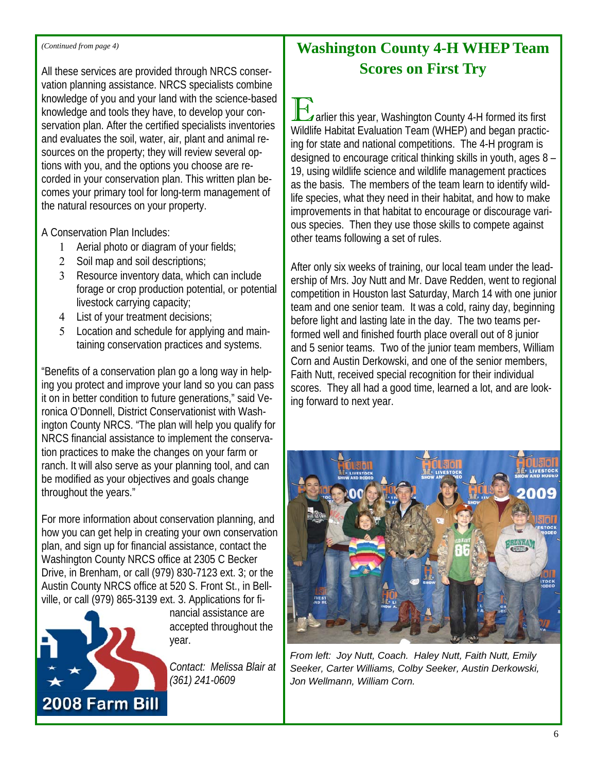*(Continued from page 4)*

All these services are provided through NRCS conservation planning assistance. NRCS specialists combine knowledge of you and your land with the science-based knowledge and tools they have, to develop your conservation plan. After the certified specialists inventories and evaluates the soil, water, air, plant and animal resources on the property; they will review several options with you, and the options you choose are recorded in your conservation plan. This written plan becomes your primary tool for long-term management of the natural resources on your property.

A Conservation Plan Includes:

1. Aerial photo or diagram of your fields;
2. Soil map and soil descriptions;
3. Resource inventory data, which can include forage or crop production potential, or potential livestock carrying capacity;
4. List of your treatment decisions;
5. Location and schedule for applying and maintaining conservation practices and systems.

"Benefits of a conservation plan go a long way in helping you protect and improve your land so you can pass it on in better condition to future generations," said Veronica O'Donnell, District Conservationist with Washington County NRCS. "The plan will help you qualify for NRCS financial assistance to implement the conservation practices to make the changes on your farm or ranch. It will also serve as your planning tool, and can be modified as your objectives and goals change throughout the years."

For more information about conservation planning, and how you can get help in creating your own conservation plan, and sign up for financial assistance, contact the Washington County NRCS office at 2305 C Becker Drive, in Brenham, or call (979) 830-7123 ext. 3; or the Austin County NRCS office at 520 S. Front St., in Bellville, or call (979) 865-3139 ext. 3. Applications for financial assistance are accepted throughout the year.

2008 Farm Bill

*Contact: Melissa Blair at (361) 241-0609*

## Washington County 4-H WHEP Team Scores on First Try

Earlier this year, Washington County 4-H formed its first Wildlife Habitat Evaluation Team (WHEP) and began practicing for state and national competitions. The 4-H program is designed to encourage critical thinking skills in youth, ages 8 – 19, using wildlife science and wildlife management practices as the basis. The members of the team learn to identify wildlife species, what they need in their habitat, and how to make improvements in that habitat to encourage or discourage various species. Then they use those skills to compete against other teams following a set of rules.

After only six weeks of training, our local team under the leadership of Mrs. Joy Nutt and Mr. Dave Redden, went to regional competition in Houston last Saturday, March 14 with one junior team and one senior team. It was a cold, rainy day, beginning before light and lasting late in the day. The two teams performed well and finished fourth place overall out of 8 junior and 5 senior teams. Two of the junior team members, William Corn and Austin Derkowski, and one of the senior members, Faith Nutt, received special recognition for their individual scores. They all had a good time, learned a lot, and are looking forward to next year.

*From left: Joy Nutt, Coach. Haley Nutt, Faith Nutt, Emily Seeker, Carter Williams, Colby Seeker, Austin Derkowski, Jon Wellmann, William Corn.*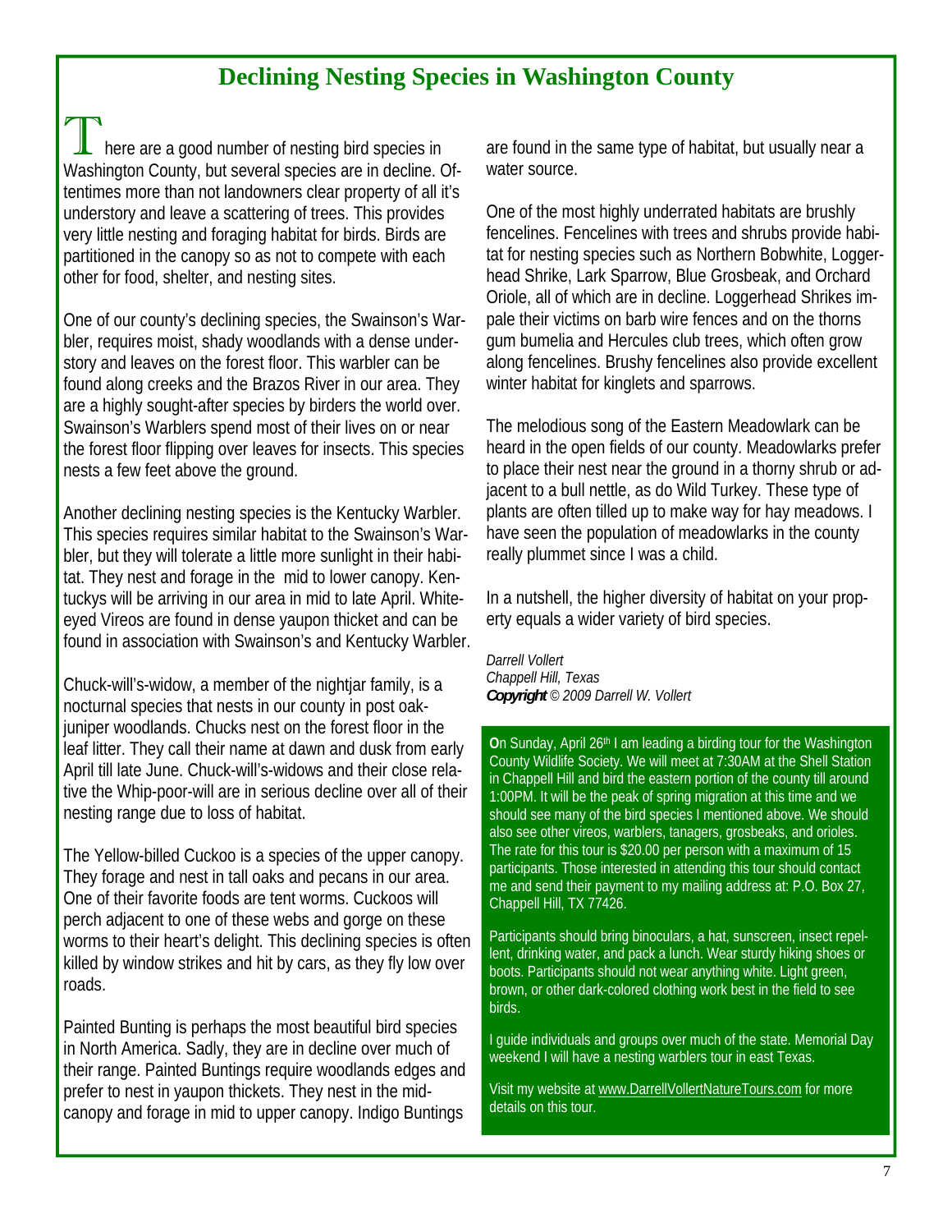# Declining Nesting Species in Washington County

There are a good number of nesting bird species in Washington County, but several species are in decline. Oftentimes more than not landowners clear property of all it's understory and leave a scattering of trees. This provides very little nesting and foraging habitat for birds. Birds are partitioned in the canopy so as not to compete with each other for food, shelter, and nesting sites.

One of our county's declining species, the Swainson's Warbler, requires moist, shady woodlands with a dense understory and leaves on the forest floor. This warbler can be found along creeks and the Brazos River in our area. They are a highly sought-after species by birders the world over. Swainson's Warblers spend most of their lives on or near the forest floor flipping over leaves for insects. This species nests a few feet above the ground.

Another declining nesting species is the Kentucky Warbler. This species requires similar habitat to the Swainson's Warbler, but they will tolerate a little more sunlight in their habitat. They nest and forage in the mid to lower canopy. Kentuckys will be arriving in our area in mid to late April. White-eyed Vireos are found in dense yaupon thicket and can be found in association with Swainson's and Kentucky Warbler.

Chuck-will's-widow, a member of the nightjar family, is a nocturnal species that nests in our county in post oak-juniper woodlands. Chucks nest on the forest floor in the leaf litter. They call their name at dawn and dusk from early April till late June. Chuck-will's-widows and their close relative the Whip-poor-will are in serious decline over all of their nesting range due to loss of habitat.

The Yellow-billed Cuckoo is a species of the upper canopy. They forage and nest in tall oaks and pecans in our area. One of their favorite foods are tent worms. Cuckoos will perch adjacent to one of these webs and gorge on these worms to their heart's delight. This declining species is often killed by window strikes and hit by cars, as they fly low over roads.

Painted Bunting is perhaps the most beautiful bird species in North America. Sadly, they are in decline over much of their range. Painted Buntings require woodlands edges and prefer to nest in yaupon thickets. They nest in the mid-canopy and forage in mid to upper canopy. Indigo Buntings are found in the same type of habitat, but usually near a water source.

One of the most highly underrated habitats are brushly fencelines. Fencelines with trees and shrubs provide habitat for nesting species such as Northern Bobwhite, Loggerhead Shrike, Lark Sparrow, Blue Grosbeak, and Orchard Oriole, all of which are in decline. Loggerhead Shrikes impale their victims on barb wire fences and on the thorns gum bumelia and Hercules club trees, which often grow along fencelines. Brushy fencelines also provide excellent winter habitat for kinglets and sparrows.

The melodious song of the Eastern Meadowlark can be heard in the open fields of our county. Meadowlarks prefer to place their nest near the ground in a thorny shrub or adjacent to a bull nettle, as do Wild Turkey. These type of plants are often tilled up to make way for hay meadows. I have seen the population of meadowlarks in the county really plummet since I was a child.

In a nutshell, the higher diversity of habitat on your property equals a wider variety of bird species.

*Darrell Vollert*
*Chappell Hill, Texas*
***Copyright*** *© 2009 Darrell W. Vollert*

**O**n Sunday, April 26th I am leading a birding tour for the Washington County Wildlife Society. We will meet at 7:30AM at the Shell Station in Chappell Hill and bird the eastern portion of the county till around 1:00PM. It will be the peak of spring migration at this time and we should see many of the bird species I mentioned above. We should also see other vireos, warblers, tanagers, grosbeaks, and orioles. The rate for this tour is $20.00 per person with a maximum of 15 participants. Those interested in attending this tour should contact me and send their payment to my mailing address at: P.O. Box 27, Chappell Hill, TX 77426.

Participants should bring binoculars, a hat, sunscreen, insect repellent, drinking water, and pack a lunch. Wear sturdy hiking shoes or boots. Participants should not wear anything white. Light green, brown, or other dark-colored clothing work best in the field to see birds.

I guide individuals and groups over much of the state. Memorial Day weekend I will have a nesting warblers tour in east Texas.

Visit my website at www.DarrellVollertNatureTours.com for more details on this tour.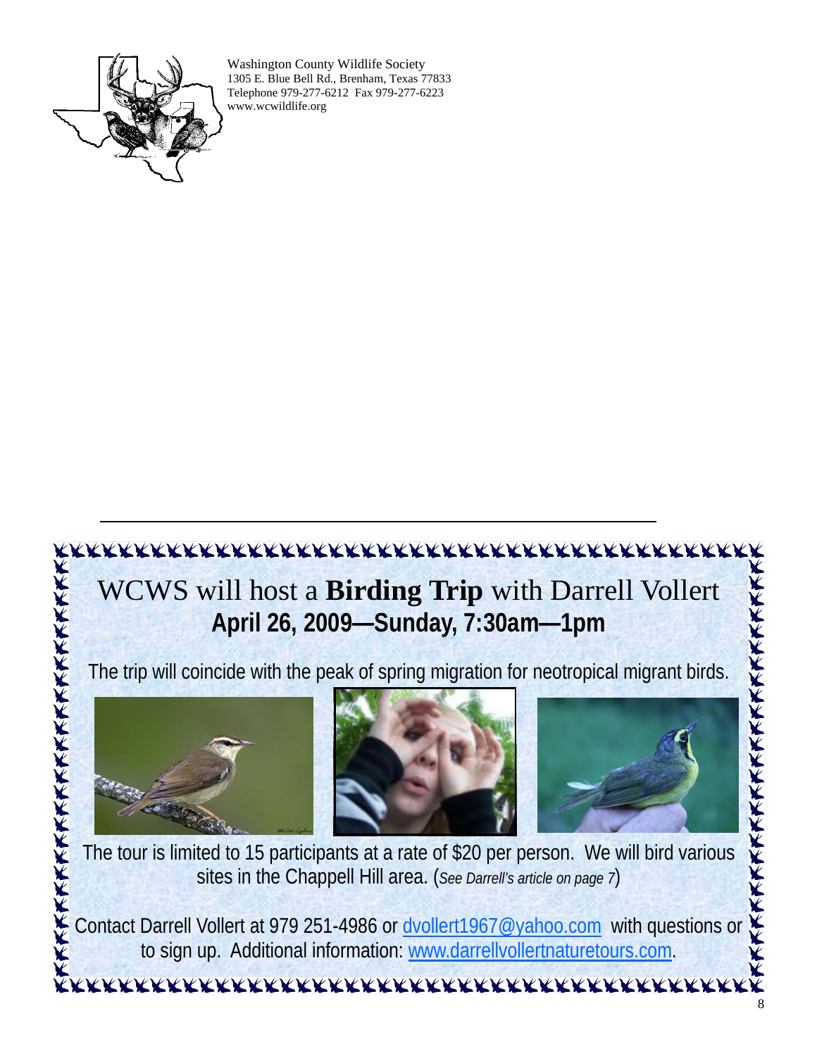Washington County Wildlife Society
1305 E. Blue Bell Rd., Brenham, Texas 77833
Telephone 979-277-6212 Fax 979-277-6223
www.wcwildlife.org

---

# WCWS will host a **Birding Trip** with Darrell Vollert

## April 26, 2009—Sunday, 7:30am—1pm

The trip will coincide with the peak of spring migration for neotropical migrant birds.

The tour is limited to 15 participants at a rate of $20 per person. We will bird various sites in the Chappell Hill area. (*See Darrell's article on page 7*)

Contact Darrell Vollert at 979 251-4986 or dvollert1967@yahoo.com with questions or to sign up. Additional information: www.darrellvollertnaturetours.com.